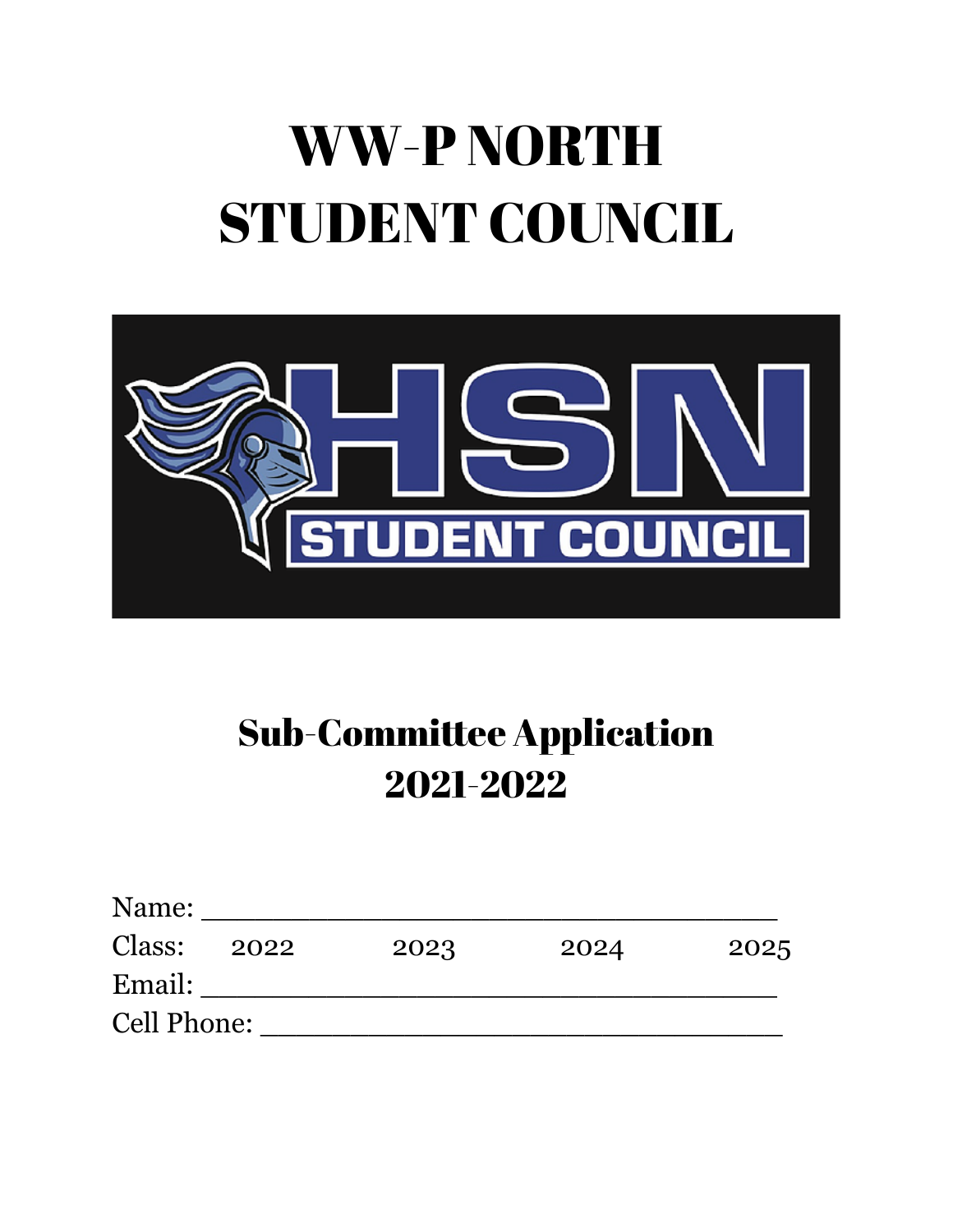# WW-P NORTH STUDENT COUNCIL

## Sub-Committee Application 2021-2022

Name: ___________________________________

Class: 2022 2023 2024 2025

Email: ___________________________________

Cell Phone: ________________________________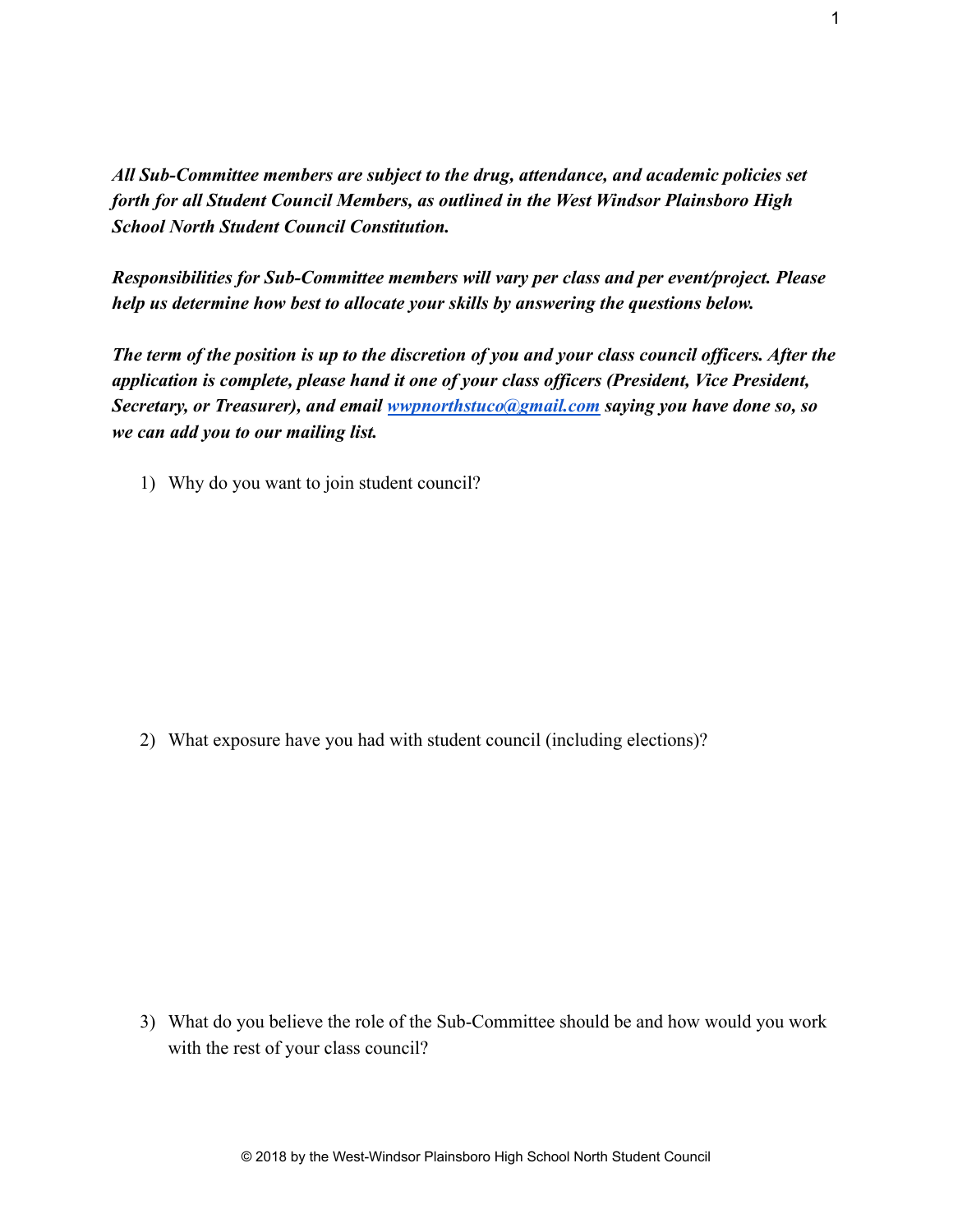***All Sub-Committee members are subject to the drug, attendance, and academic policies set forth for all Student Council Members, as outlined in the West Windsor Plainsboro High School North Student Council Constitution.***

***Responsibilities for Sub-Committee members will vary per class and per event/project. Please help us determine how best to allocate your skills by answering the questions below.***

***The term of the position is up to the discretion of you and your class council officers. After the application is complete, please hand it one of your class officers (President, Vice President, Secretary, or Treasurer), and email [wwpnorthstuco@gmail.com](mailto:wwpnorthstuco@gmail.com) saying you have done so, so we can add you to our mailing list.***

1) Why do you want to join student council?

2) What exposure have you had with student council (including elections)?

3) What do you believe the role of the Sub-Committee should be and how would you work with the rest of your class council?

© 2018 by the West-Windsor Plainsboro High School North Student Council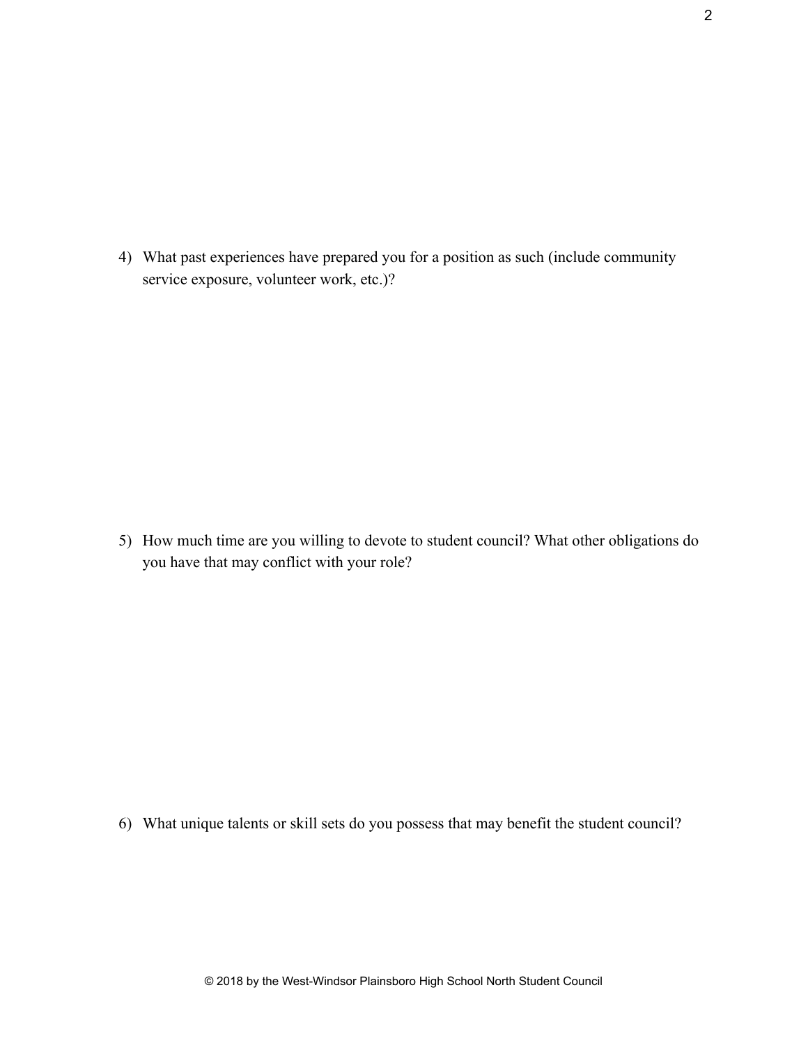4) What past experiences have prepared you for a position as such (include community service exposure, volunteer work, etc.)?

5) How much time are you willing to devote to student council? What other obligations do you have that may conflict with your role?

6) What unique talents or skill sets do you possess that may benefit the student council?

© 2018 by the West-Windsor Plainsboro High School North Student Council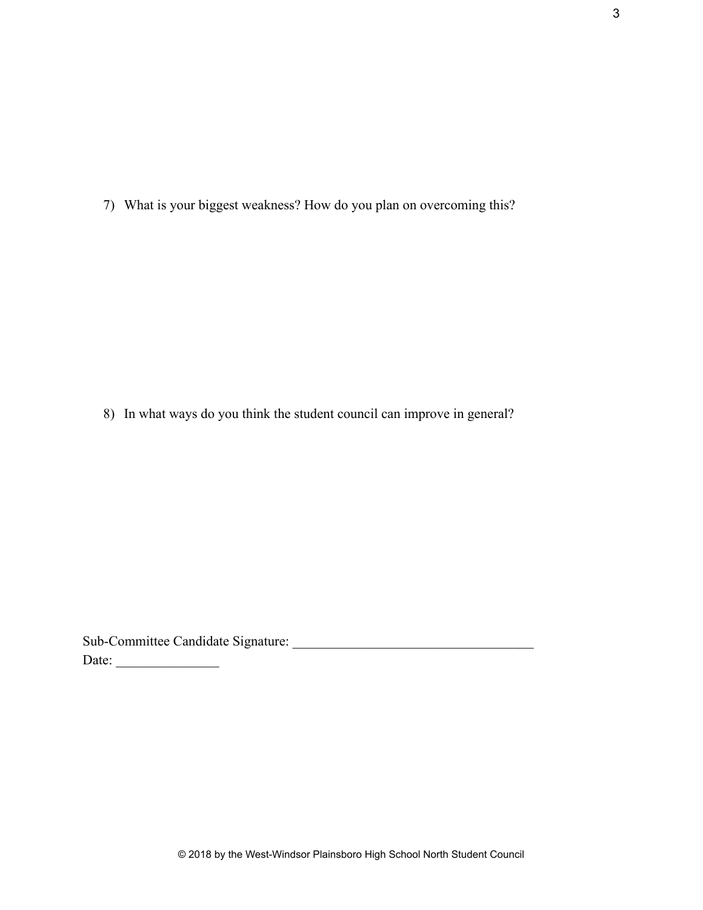7) What is your biggest weakness? How do you plan on overcoming this?

8) In what ways do you think the student council can improve in general?

Sub-Committee Candidate Signature: ___________________________________

Date: _______________

© 2018 by the West-Windsor Plainsboro High School North Student Council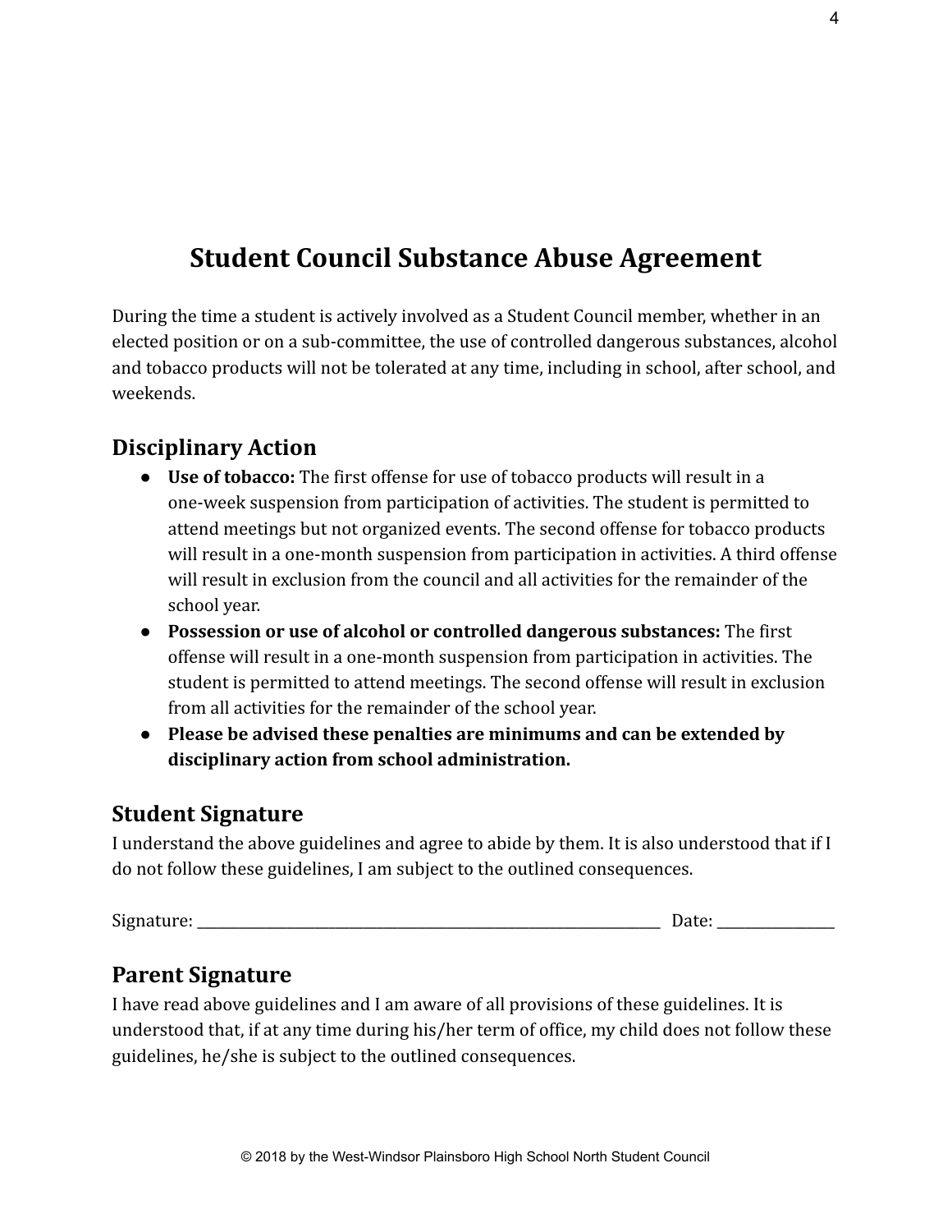# Student Council Substance Abuse Agreement

During the time a student is actively involved as a Student Council member, whether in an elected position or on a sub-committee, the use of controlled dangerous substances, alcohol and tobacco products will not be tolerated at any time, including in school, after school, and weekends.

## Disciplinary Action

- **Use of tobacco:** The first offense for use of tobacco products will result in a one-week suspension from participation of activities. The student is permitted to attend meetings but not organized events. The second offense for tobacco products will result in a one-month suspension from participation in activities. A third offense will result in exclusion from the council and all activities for the remainder of the school year.
- **Possession or use of alcohol or controlled dangerous substances:** The first offense will result in a one-month suspension from participation in activities. The student is permitted to attend meetings. The second offense will result in exclusion from all activities for the remainder of the school year.
- **Please be advised these penalties are minimums and can be extended by disciplinary action from school administration.**

## Student Signature

I understand the above guidelines and agree to abide by them. It is also understood that if I do not follow these guidelines, I am subject to the outlined consequences.

Signature: ______________________________________________ Date: ____________

## Parent Signature

I have read above guidelines and I am aware of all provisions of these guidelines. It is understood that, if at any time during his/her term of office, my child does not follow these guidelines, he/she is subject to the outlined consequences.

© 2018 by the West-Windsor Plainsboro High School North Student Council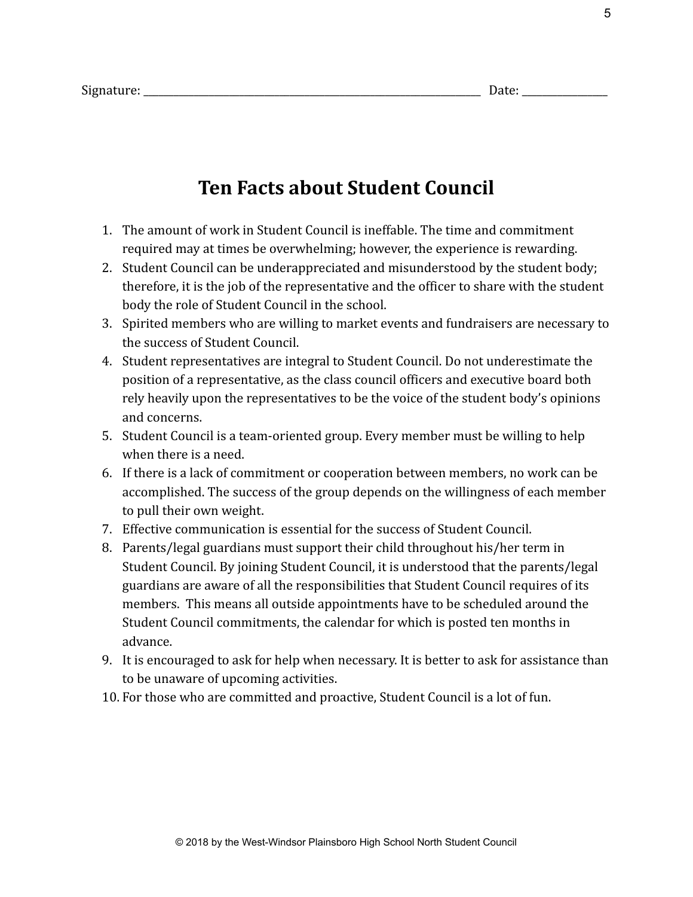Signature: ________________________________________________ Date: _____________

# Ten Facts about Student Council

1. The amount of work in Student Council is ineffable. The time and commitment required may at times be overwhelming; however, the experience is rewarding.
2. Student Council can be underappreciated and misunderstood by the student body; therefore, it is the job of the representative and the officer to share with the student body the role of Student Council in the school.
3. Spirited members who are willing to market events and fundraisers are necessary to the success of Student Council.
4. Student representatives are integral to Student Council. Do not underestimate the position of a representative, as the class council officers and executive board both rely heavily upon the representatives to be the voice of the student body's opinions and concerns.
5. Student Council is a team-oriented group. Every member must be willing to help when there is a need.
6. If there is a lack of commitment or cooperation between members, no work can be accomplished. The success of the group depends on the willingness of each member to pull their own weight.
7. Effective communication is essential for the success of Student Council.
8. Parents/legal guardians must support their child throughout his/her term in Student Council. By joining Student Council, it is understood that the parents/legal guardians are aware of all the responsibilities that Student Council requires of its members. This means all outside appointments have to be scheduled around the Student Council commitments, the calendar for which is posted ten months in advance.
9. It is encouraged to ask for help when necessary. It is better to ask for assistance than to be unaware of upcoming activities.
10. For those who are committed and proactive, Student Council is a lot of fun.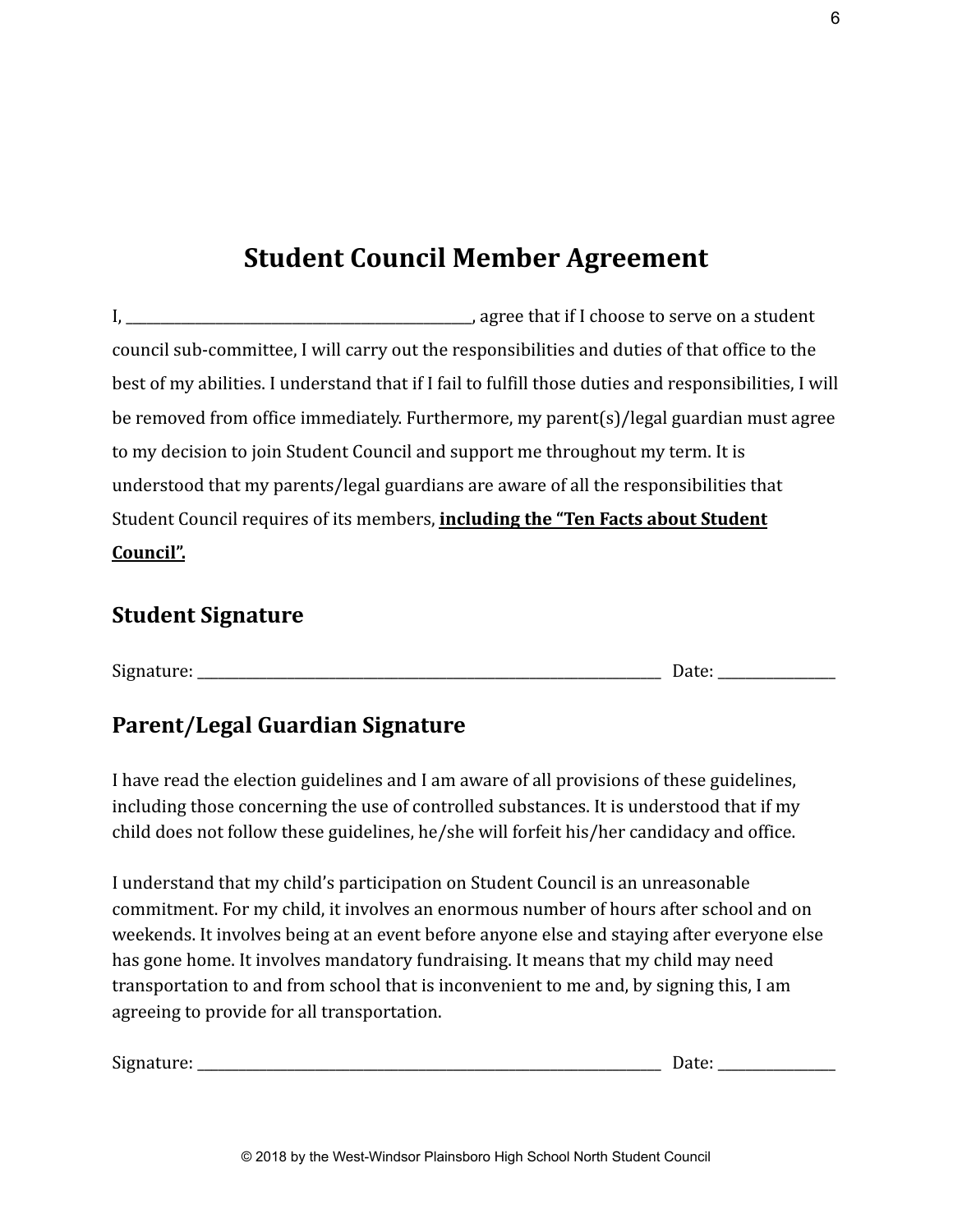# Student Council Member Agreement

I, _______________________________________________, agree that if I choose to serve on a student council sub-committee, I will carry out the responsibilities and duties of that office to the best of my abilities. I understand that if I fail to fulfill those duties and responsibilities, I will be removed from office immediately. Furthermore, my parent(s)/legal guardian must agree to my decision to join Student Council and support me throughout my term. It is understood that my parents/legal guardians are aware of all the responsibilities that Student Council requires of its members, **including the "Ten Facts about Student Council".**

## Student Signature

Signature: _________________________________________________________________ Date: ________________

## Parent/Legal Guardian Signature

I have read the election guidelines and I am aware of all provisions of these guidelines, including those concerning the use of controlled substances. It is understood that if my child does not follow these guidelines, he/she will forfeit his/her candidacy and office.

I understand that my child's participation on Student Council is an unreasonable commitment. For my child, it involves an enormous number of hours after school and on weekends. It involves being at an event before anyone else and staying after everyone else has gone home. It involves mandatory fundraising. It means that my child may need transportation to and from school that is inconvenient to me and, by signing this, I am agreeing to provide for all transportation.

Signature: _________________________________________________________________ Date: ________________

© 2018 by the West-Windsor Plainsboro High School North Student Council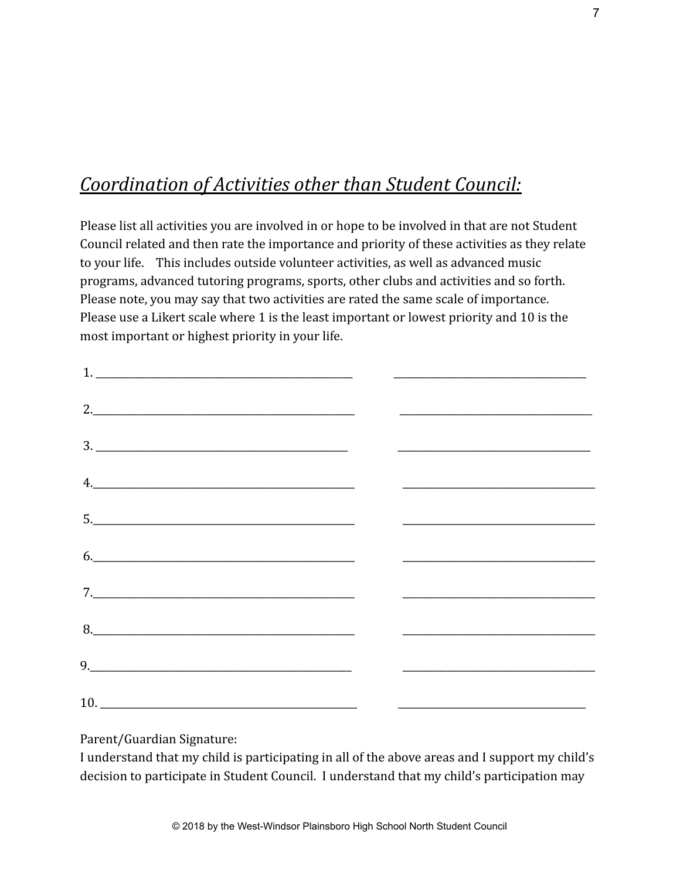## *Coordination of Activities other than Student Council:*

Please list all activities you are involved in or hope to be involved in that are not Student Council related and then rate the importance and priority of these activities as they relate to your life. This includes outside volunteer activities, as well as advanced music programs, advanced tutoring programs, sports, other clubs and activities and so forth. Please note, you may say that two activities are rated the same scale of importance. Please use a Likert scale where 1 is the least important or lowest priority and 10 is the most important or highest priority in your life.

1. ______________________________ ______________________

2. ______________________________ ______________________

3. ______________________________ ______________________

4. ______________________________ ______________________

5. ______________________________ ______________________

6. ______________________________ ______________________

7. ______________________________ ______________________

8. ______________________________ ______________________

9. ______________________________ ______________________

10. ______________________________ ______________________

Parent/Guardian Signature:
I understand that my child is participating in all of the above areas and I support my child's decision to participate in Student Council. I understand that my child's participation may

© 2018 by the West-Windsor Plainsboro High School North Student Council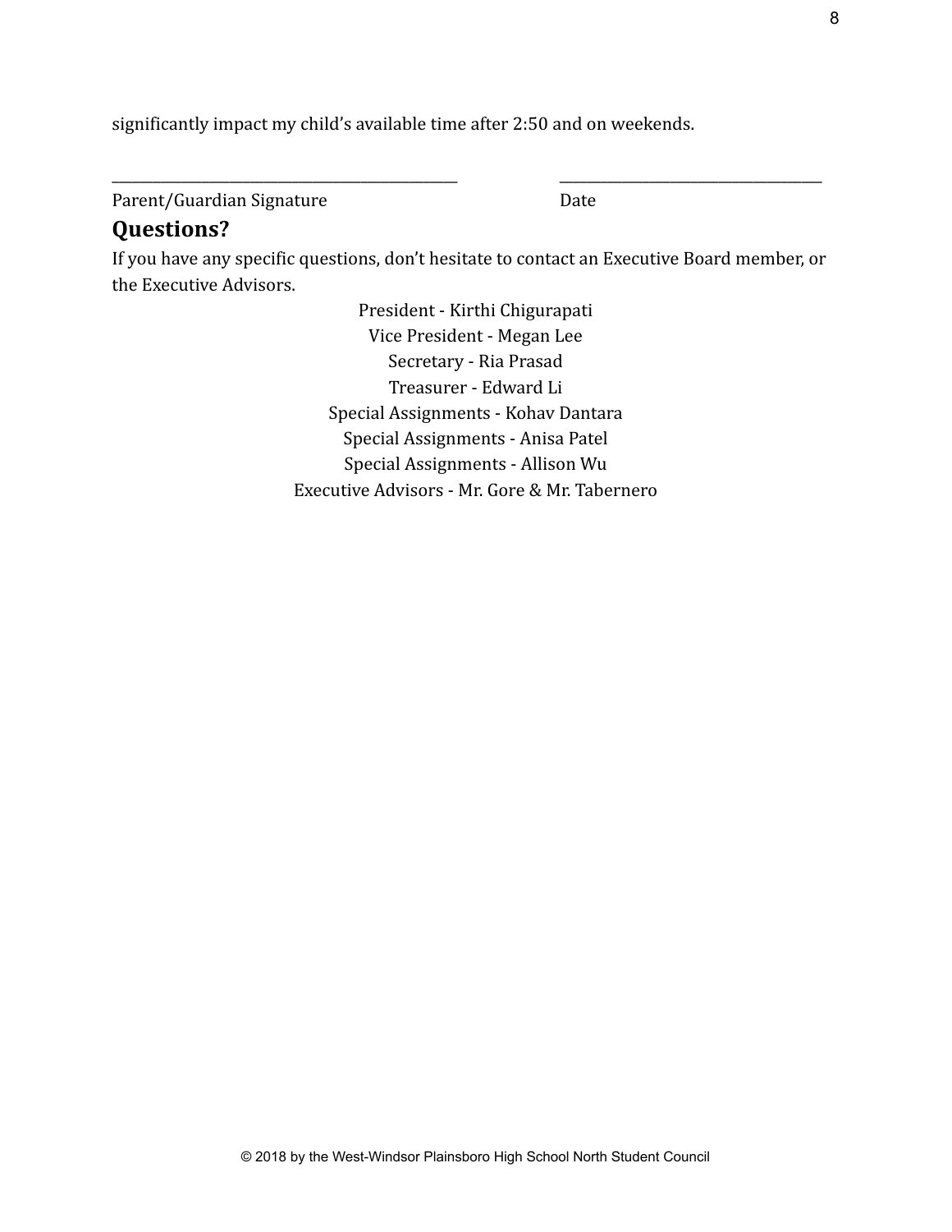significantly impact my child's available time after 2:50 and on weekends.

_______________________________________________ &nbsp;&nbsp;&nbsp;&nbsp;&nbsp;&nbsp;&nbsp;&nbsp;&nbsp;&nbsp;&nbsp;&nbsp; ____________________________________

Parent/Guardian Signature &nbsp;&nbsp;&nbsp;&nbsp;&nbsp;&nbsp;&nbsp;&nbsp;&nbsp;&nbsp;&nbsp;&nbsp;&nbsp;&nbsp;&nbsp;&nbsp;&nbsp;&nbsp;&nbsp;&nbsp;&nbsp;&nbsp;&nbsp;&nbsp;&nbsp;&nbsp;&nbsp;&nbsp;&nbsp;&nbsp;&nbsp;&nbsp;&nbsp;&nbsp; Date

## Questions?

If you have any specific questions, don't hesitate to contact an Executive Board member, or the Executive Advisors.

President - Kirthi Chigurapati
Vice President - Megan Lee
Secretary - Ria Prasad
Treasurer - Edward Li
Special Assignments - Kohav Dantara
Special Assignments - Anisa Patel
Special Assignments - Allison Wu
Executive Advisors - Mr. Gore & Mr. Tabernero

© 2018 by the West-Windsor Plainsboro High School North Student Council